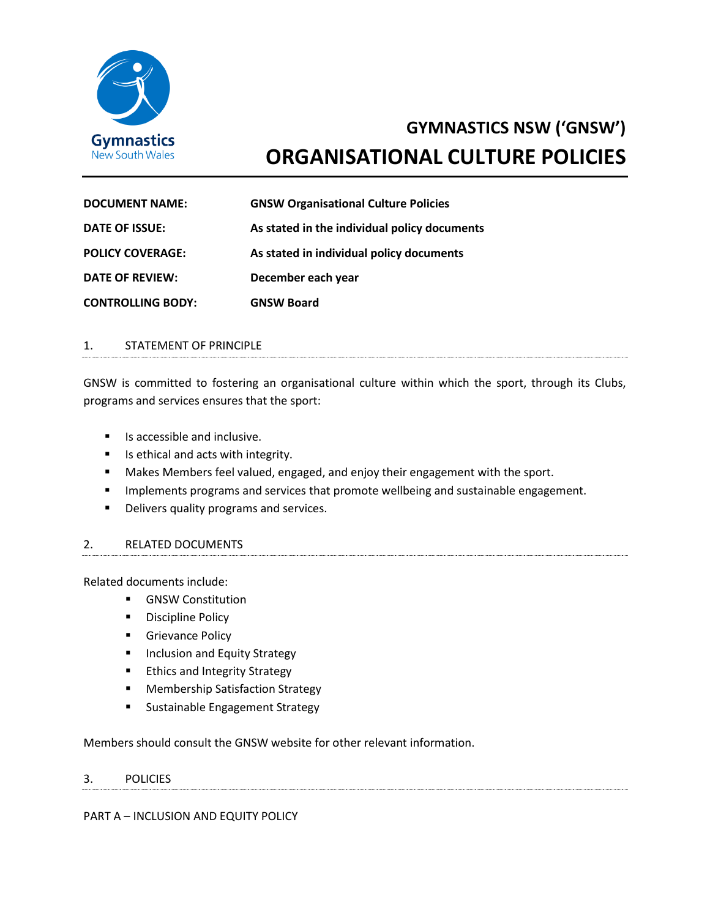# GYMNASTICS NSW ('GNSW')

# ORGANISATIONAL CULTURE POLICIES

| | |
|---|---|
| **DOCUMENT NAME:** | **GNSW Organisational Culture Policies** |
| **DATE OF ISSUE:** | **As stated in the individual policy documents** |
| **POLICY COVERAGE:** | **As stated in individual policy documents** |
| **DATE OF REVIEW:** | **December each year** |
| **CONTROLLING BODY:** | **GNSW Board** |

## 1. STATEMENT OF PRINCIPLE

GNSW is committed to fostering an organisational culture within which the sport, through its Clubs, programs and services ensures that the sport:

- Is accessible and inclusive.
- Is ethical and acts with integrity.
- Makes Members feel valued, engaged, and enjoy their engagement with the sport.
- Implements programs and services that promote wellbeing and sustainable engagement.
- Delivers quality programs and services.

## 2. RELATED DOCUMENTS

Related documents include:

- GNSW Constitution
- Discipline Policy
- Grievance Policy
- Inclusion and Equity Strategy
- Ethics and Integrity Strategy
- Membership Satisfaction Strategy
- Sustainable Engagement Strategy

Members should consult the GNSW website for other relevant information.

## 3. POLICIES

PART A – INCLUSION AND EQUITY POLICY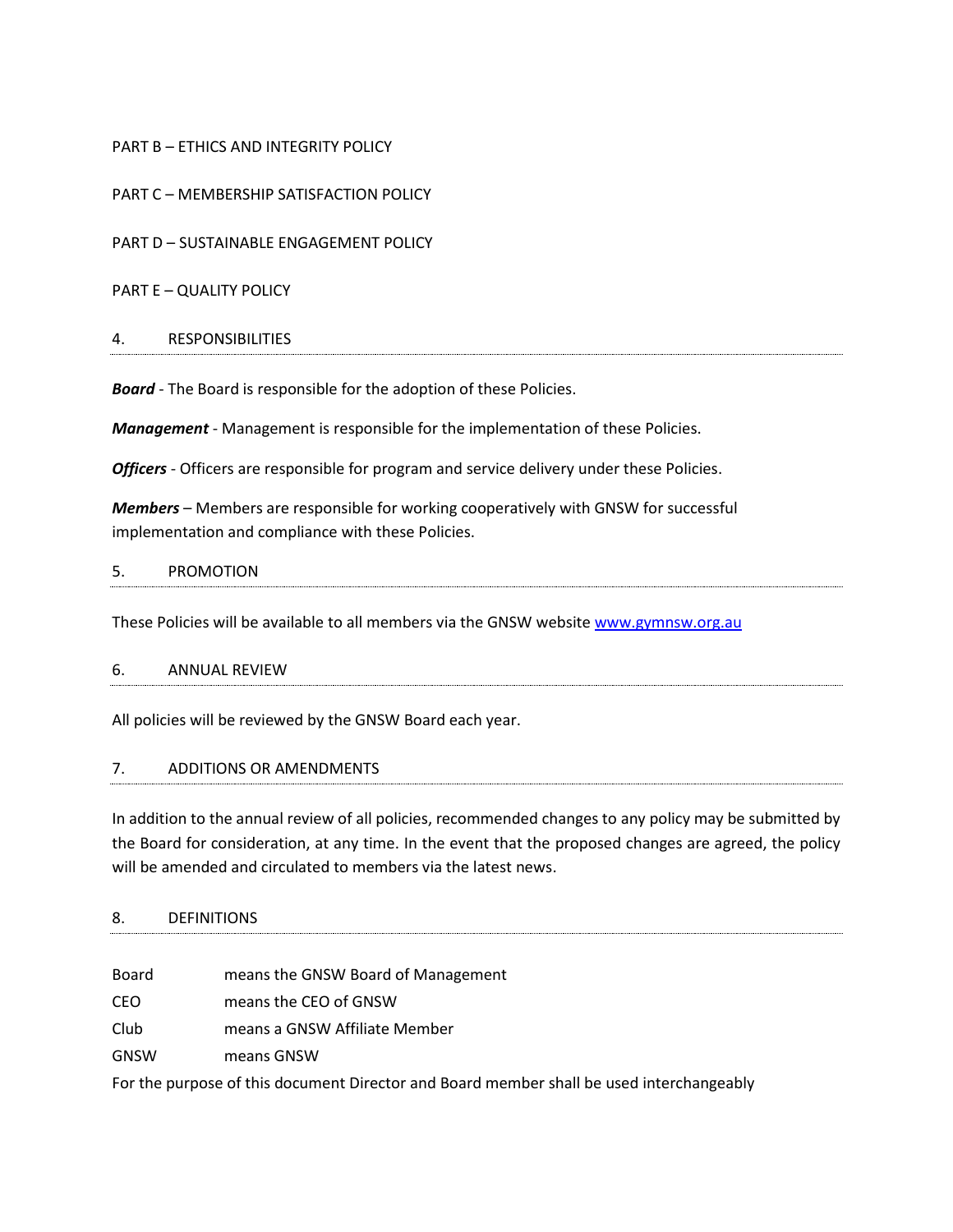PART B – ETHICS AND INTEGRITY POLICY

PART C – MEMBERSHIP SATISFACTION POLICY

PART D – SUSTAINABLE ENGAGEMENT POLICY

PART E – QUALITY POLICY

## 4. RESPONSIBILITIES

***Board*** - The Board is responsible for the adoption of these Policies.

***Management*** - Management is responsible for the implementation of these Policies.

***Officers*** - Officers are responsible for program and service delivery under these Policies.

***Members*** – Members are responsible for working cooperatively with GNSW for successful implementation and compliance with these Policies.

## 5. PROMOTION

These Policies will be available to all members via the GNSW website [www.gymnsw.org.au](http://www.gymnsw.org.au)

## 6. ANNUAL REVIEW

All policies will be reviewed by the GNSW Board each year.

## 7. ADDITIONS OR AMENDMENTS

In addition to the annual review of all policies, recommended changes to any policy may be submitted by the Board for consideration, at any time. In the event that the proposed changes are agreed, the policy will be amended and circulated to members via the latest news.

## 8. DEFINITIONS

| | |
|---|---|
| Board | means the GNSW Board of Management |
| CEO | means the CEO of GNSW |
| Club | means a GNSW Affiliate Member |
| GNSW | means GNSW |

For the purpose of this document Director and Board member shall be used interchangeably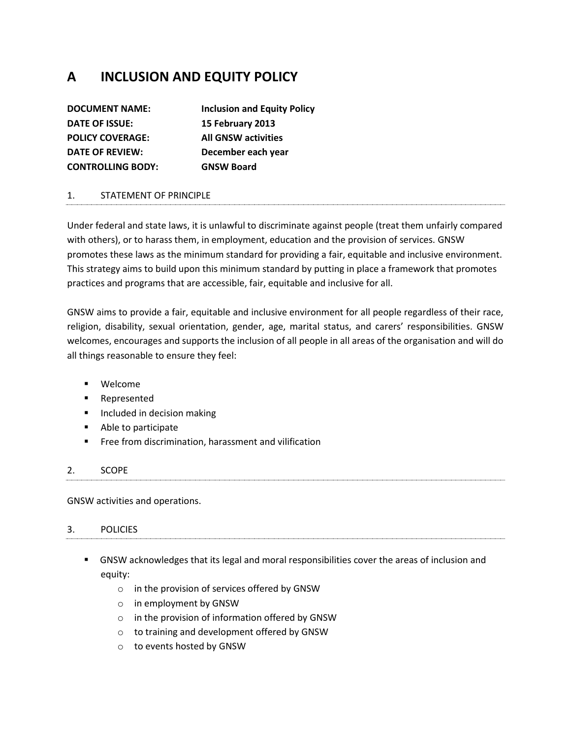# A INCLUSION AND EQUITY POLICY

| | |
|---|---|
| **DOCUMENT NAME:** | **Inclusion and Equity Policy** |
| **DATE OF ISSUE:** | **15 February 2013** |
| **POLICY COVERAGE:** | **All GNSW activities** |
| **DATE OF REVIEW:** | **December each year** |
| **CONTROLLING BODY:** | **GNSW Board** |

## 1. STATEMENT OF PRINCIPLE

Under federal and state laws, it is unlawful to discriminate against people (treat them unfairly compared with others), or to harass them, in employment, education and the provision of services. GNSW promotes these laws as the minimum standard for providing a fair, equitable and inclusive environment. This strategy aims to build upon this minimum standard by putting in place a framework that promotes practices and programs that are accessible, fair, equitable and inclusive for all.

GNSW aims to provide a fair, equitable and inclusive environment for all people regardless of their race, religion, disability, sexual orientation, gender, age, marital status, and carers' responsibilities. GNSW welcomes, encourages and supports the inclusion of all people in all areas of the organisation and will do all things reasonable to ensure they feel:

- Welcome
- Represented
- Included in decision making
- Able to participate
- Free from discrimination, harassment and vilification

## 2. SCOPE

GNSW activities and operations.

## 3. POLICIES

- GNSW acknowledges that its legal and moral responsibilities cover the areas of inclusion and equity:
  - in the provision of services offered by GNSW
  - in employment by GNSW
  - in the provision of information offered by GNSW
  - to training and development offered by GNSW
  - to events hosted by GNSW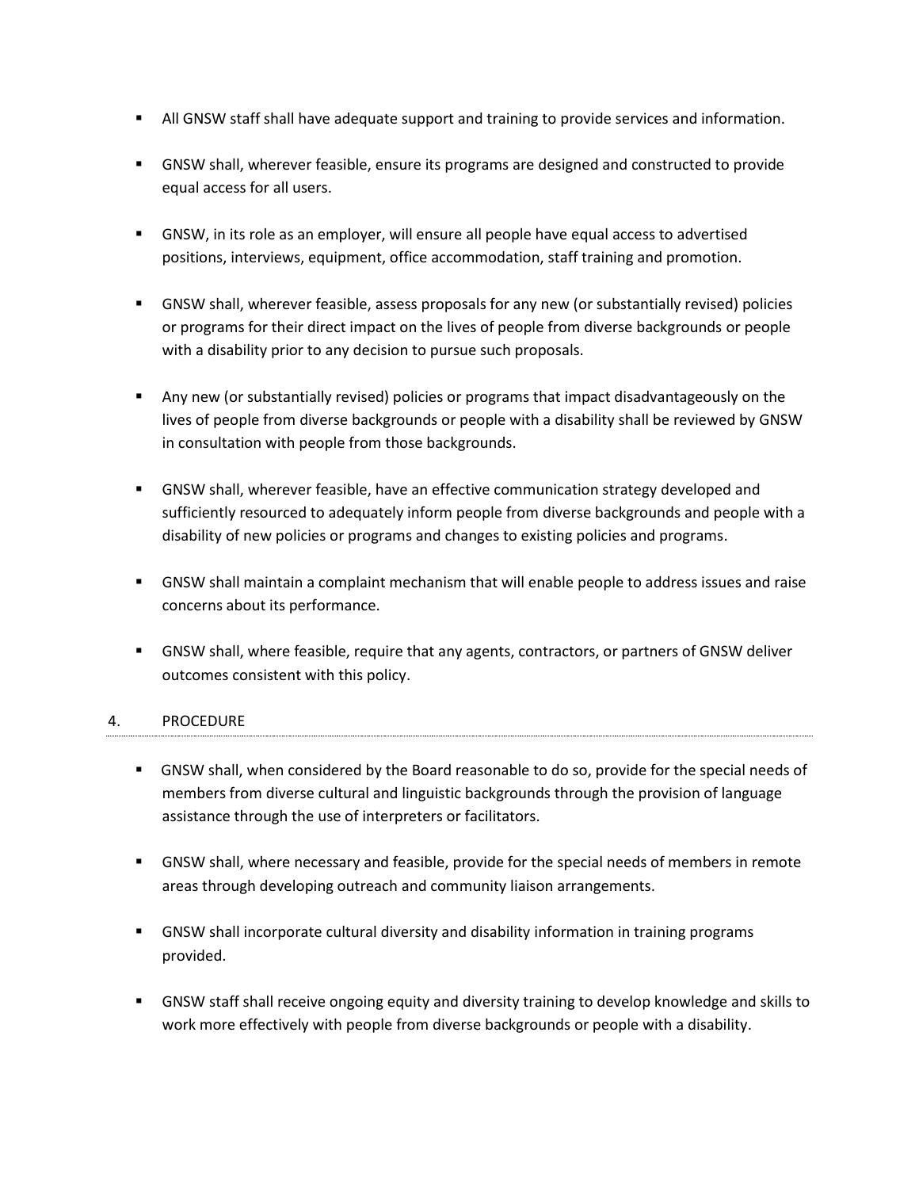- All GNSW staff shall have adequate support and training to provide services and information.

- GNSW shall, wherever feasible, ensure its programs are designed and constructed to provide equal access for all users.

- GNSW, in its role as an employer, will ensure all people have equal access to advertised positions, interviews, equipment, office accommodation, staff training and promotion.

- GNSW shall, wherever feasible, assess proposals for any new (or substantially revised) policies or programs for their direct impact on the lives of people from diverse backgrounds or people with a disability prior to any decision to pursue such proposals.

- Any new (or substantially revised) policies or programs that impact disadvantageously on the lives of people from diverse backgrounds or people with a disability shall be reviewed by GNSW in consultation with people from those backgrounds.

- GNSW shall, wherever feasible, have an effective communication strategy developed and sufficiently resourced to adequately inform people from diverse backgrounds and people with a disability of new policies or programs and changes to existing policies and programs.

- GNSW shall maintain a complaint mechanism that will enable people to address issues and raise concerns about its performance.

- GNSW shall, where feasible, require that any agents, contractors, or partners of GNSW deliver outcomes consistent with this policy.

## 4. PROCEDURE

- GNSW shall, when considered by the Board reasonable to do so, provide for the special needs of members from diverse cultural and linguistic backgrounds through the provision of language assistance through the use of interpreters or facilitators.

- GNSW shall, where necessary and feasible, provide for the special needs of members in remote areas through developing outreach and community liaison arrangements.

- GNSW shall incorporate cultural diversity and disability information in training programs provided.

- GNSW staff shall receive ongoing equity and diversity training to develop knowledge and skills to work more effectively with people from diverse backgrounds or people with a disability.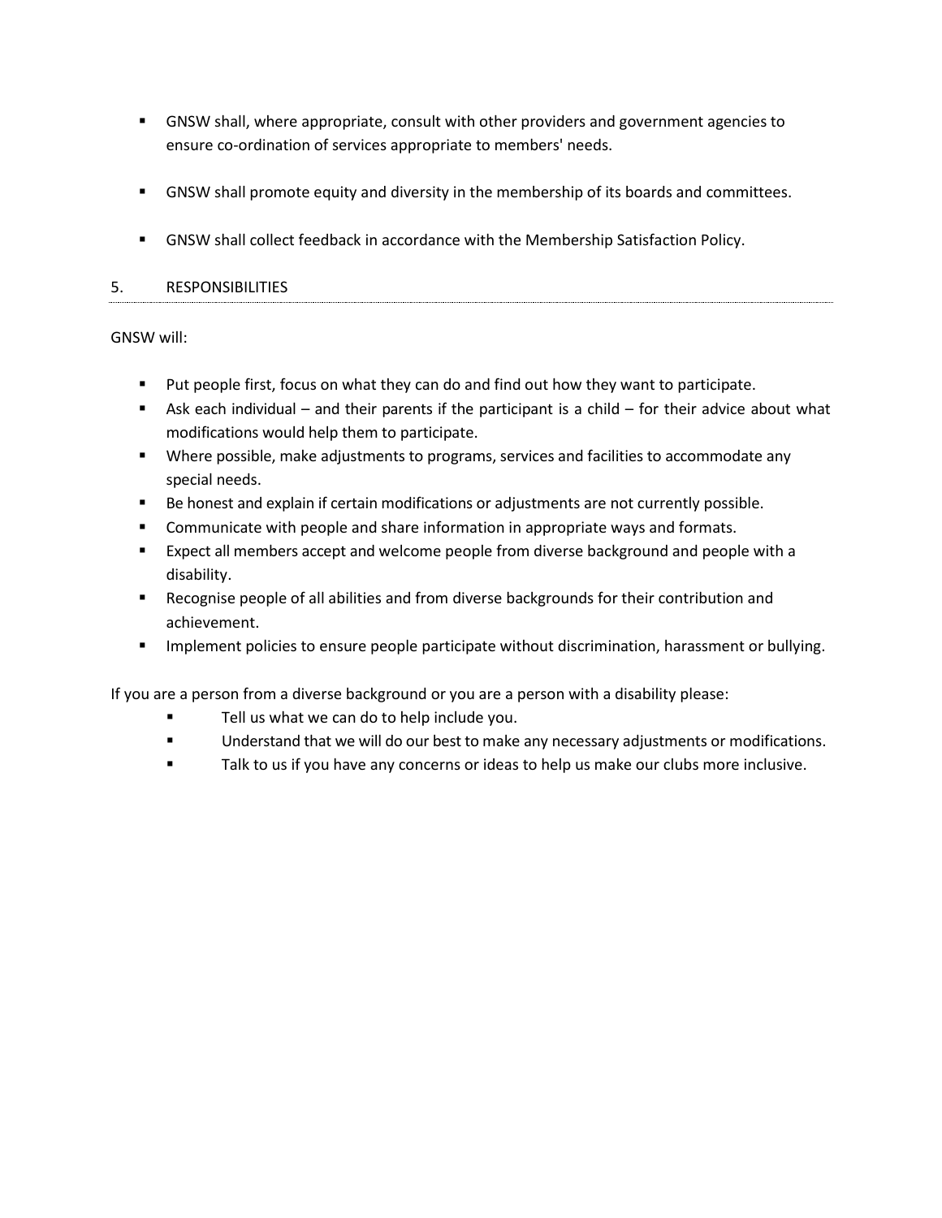- GNSW shall, where appropriate, consult with other providers and government agencies to ensure co-ordination of services appropriate to members' needs.

- GNSW shall promote equity and diversity in the membership of its boards and committees.

- GNSW shall collect feedback in accordance with the Membership Satisfaction Policy.

## 5. RESPONSIBILITIES

GNSW will:

- Put people first, focus on what they can do and find out how they want to participate.
- Ask each individual – and their parents if the participant is a child – for their advice about what modifications would help them to participate.
- Where possible, make adjustments to programs, services and facilities to accommodate any special needs.
- Be honest and explain if certain modifications or adjustments are not currently possible.
- Communicate with people and share information in appropriate ways and formats.
- Expect all members accept and welcome people from diverse background and people with a disability.
- Recognise people of all abilities and from diverse backgrounds for their contribution and achievement.
- Implement policies to ensure people participate without discrimination, harassment or bullying.

If you are a person from a diverse background or you are a person with a disability please:

- Tell us what we can do to help include you.
- Understand that we will do our best to make any necessary adjustments or modifications.
- Talk to us if you have any concerns or ideas to help us make our clubs more inclusive.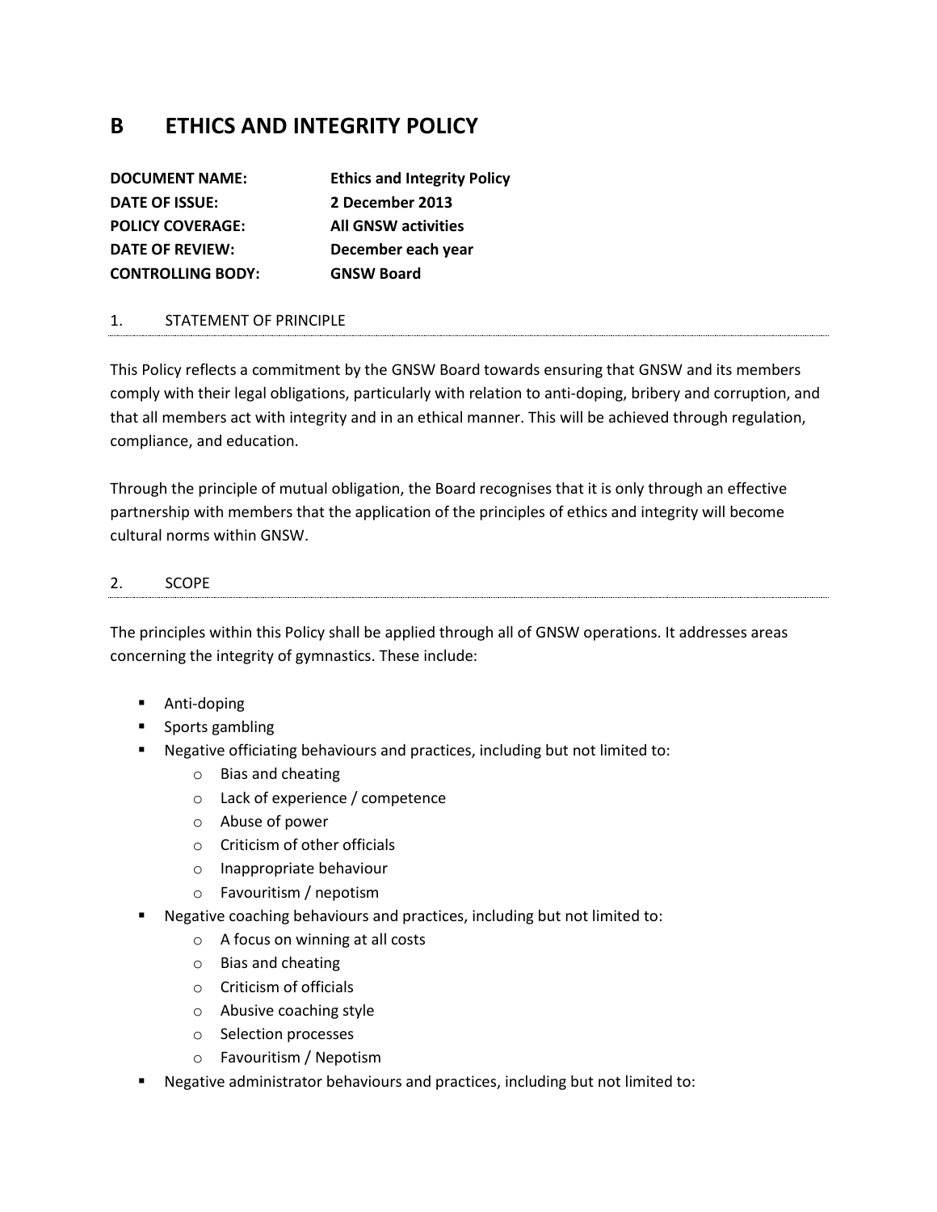# B ETHICS AND INTEGRITY POLICY

| | |
|---|---|
| **DOCUMENT NAME:** | **Ethics and Integrity Policy** |
| **DATE OF ISSUE:** | **2 December 2013** |
| **POLICY COVERAGE:** | **All GNSW activities** |
| **DATE OF REVIEW:** | **December each year** |
| **CONTROLLING BODY:** | **GNSW Board** |

## 1. STATEMENT OF PRINCIPLE

This Policy reflects a commitment by the GNSW Board towards ensuring that GNSW and its members comply with their legal obligations, particularly with relation to anti-doping, bribery and corruption, and that all members act with integrity and in an ethical manner. This will be achieved through regulation, compliance, and education.

Through the principle of mutual obligation, the Board recognises that it is only through an effective partnership with members that the application of the principles of ethics and integrity will become cultural norms within GNSW.

## 2. SCOPE

The principles within this Policy shall be applied through all of GNSW operations. It addresses areas concerning the integrity of gymnastics. These include:

- Anti-doping
- Sports gambling
- Negative officiating behaviours and practices, including but not limited to:
  - Bias and cheating
  - Lack of experience / competence
  - Abuse of power
  - Criticism of other officials
  - Inappropriate behaviour
  - Favouritism / nepotism
- Negative coaching behaviours and practices, including but not limited to:
  - A focus on winning at all costs
  - Bias and cheating
  - Criticism of officials
  - Abusive coaching style
  - Selection processes
  - Favouritism / Nepotism
- Negative administrator behaviours and practices, including but not limited to: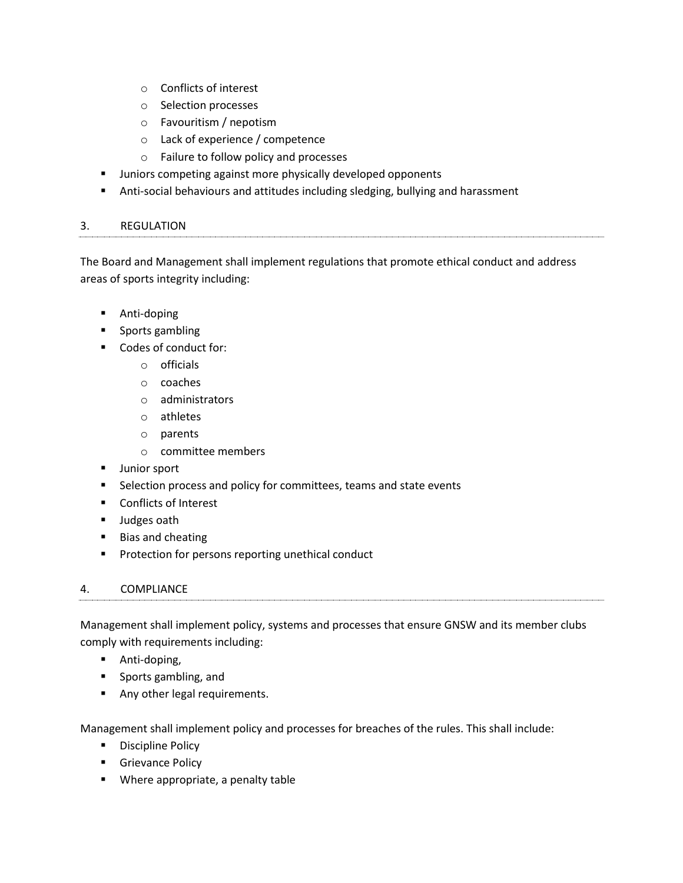- Conflicts of interest
   - Selection processes
   - Favouritism / nepotism
   - Lack of experience / competence
   - Failure to follow policy and processes
- Juniors competing against more physically developed opponents
- Anti-social behaviours and attitudes including sledging, bullying and harassment

## 3. REGULATION

The Board and Management shall implement regulations that promote ethical conduct and address areas of sports integrity including:

- Anti-doping
- Sports gambling
- Codes of conduct for:
   - officials
   - coaches
   - administrators
   - athletes
   - parents
   - committee members
- Junior sport
- Selection process and policy for committees, teams and state events
- Conflicts of Interest
- Judges oath
- Bias and cheating
- Protection for persons reporting unethical conduct

## 4. COMPLIANCE

Management shall implement policy, systems and processes that ensure GNSW and its member clubs comply with requirements including:

- Anti-doping,
- Sports gambling, and
- Any other legal requirements.

Management shall implement policy and processes for breaches of the rules. This shall include:

- Discipline Policy
- Grievance Policy
- Where appropriate, a penalty table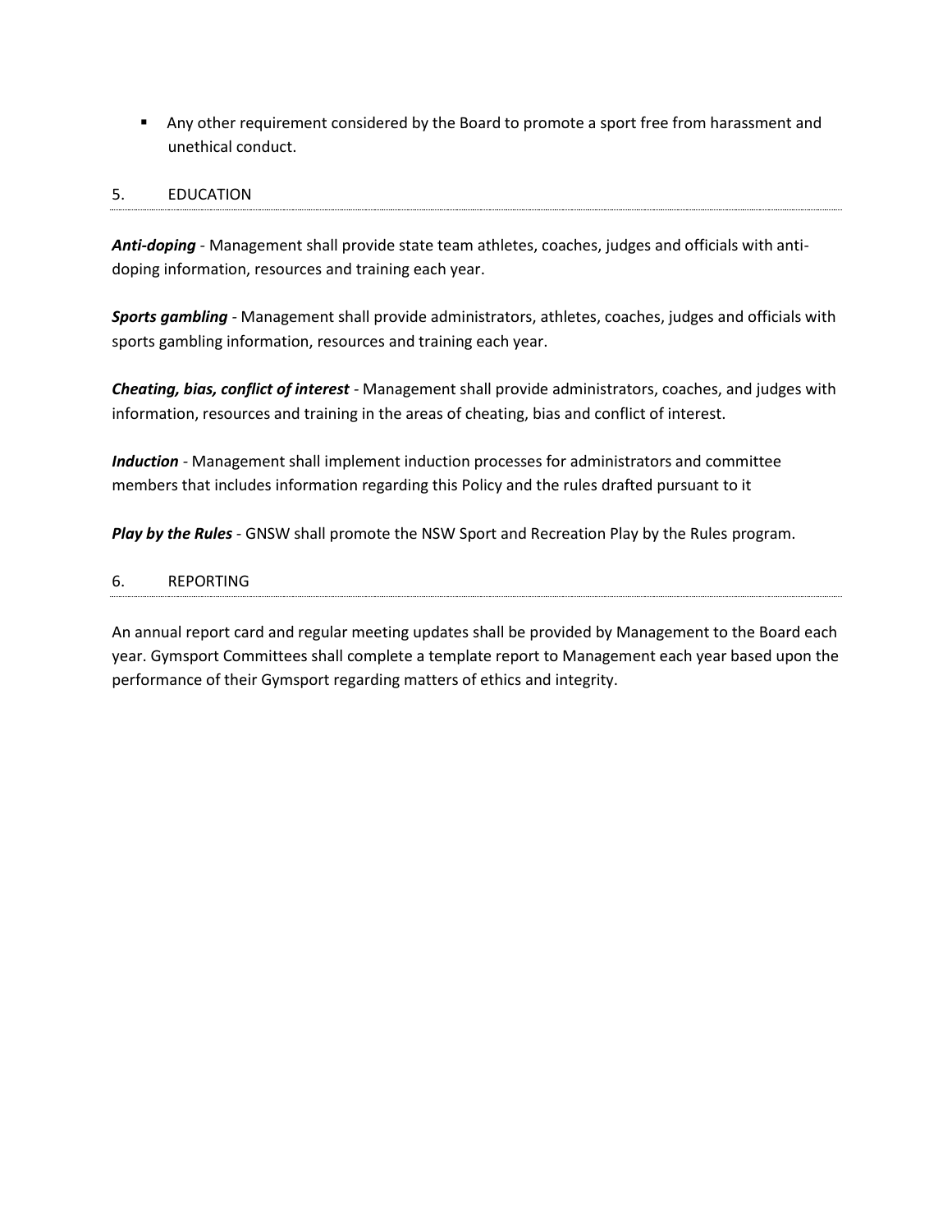- Any other requirement considered by the Board to promote a sport free from harassment and unethical conduct.

## 5. EDUCATION

***Anti-doping*** - Management shall provide state team athletes, coaches, judges and officials with anti-doping information, resources and training each year.

***Sports gambling*** - Management shall provide administrators, athletes, coaches, judges and officials with sports gambling information, resources and training each year.

***Cheating, bias, conflict of interest*** - Management shall provide administrators, coaches, and judges with information, resources and training in the areas of cheating, bias and conflict of interest.

***Induction*** - Management shall implement induction processes for administrators and committee members that includes information regarding this Policy and the rules drafted pursuant to it

***Play by the Rules*** - GNSW shall promote the NSW Sport and Recreation Play by the Rules program.

## 6. REPORTING

An annual report card and regular meeting updates shall be provided by Management to the Board each year. Gymsport Committees shall complete a template report to Management each year based upon the performance of their Gymsport regarding matters of ethics and integrity.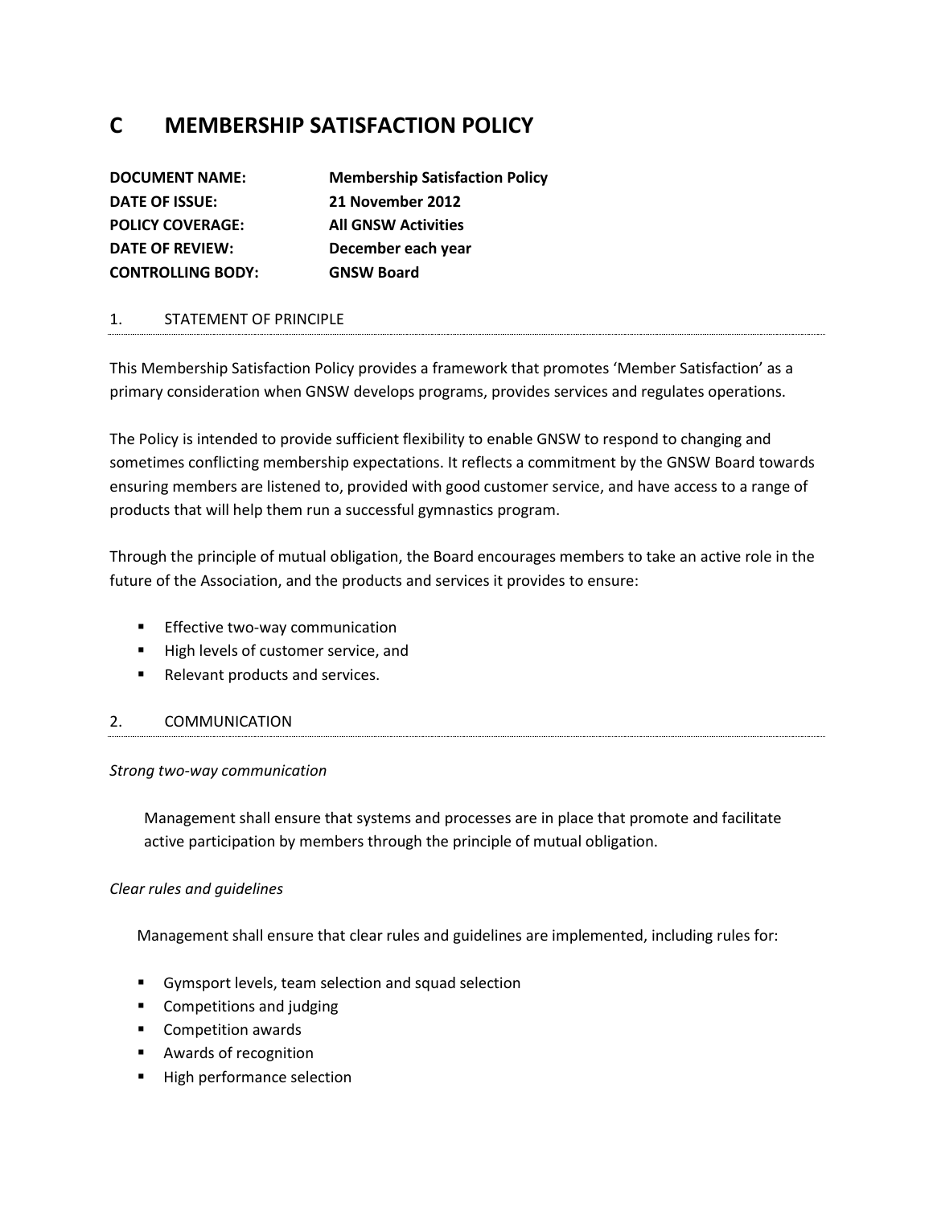# C MEMBERSHIP SATISFACTION POLICY

| | |
|---|---|
| **DOCUMENT NAME:** | **Membership Satisfaction Policy** |
| **DATE OF ISSUE:** | **21 November 2012** |
| **POLICY COVERAGE:** | **All GNSW Activities** |
| **DATE OF REVIEW:** | **December each year** |
| **CONTROLLING BODY:** | **GNSW Board** |

## 1. STATEMENT OF PRINCIPLE

This Membership Satisfaction Policy provides a framework that promotes 'Member Satisfaction' as a primary consideration when GNSW develops programs, provides services and regulates operations.

The Policy is intended to provide sufficient flexibility to enable GNSW to respond to changing and sometimes conflicting membership expectations. It reflects a commitment by the GNSW Board towards ensuring members are listened to, provided with good customer service, and have access to a range of products that will help them run a successful gymnastics program.

Through the principle of mutual obligation, the Board encourages members to take an active role in the future of the Association, and the products and services it provides to ensure:

- Effective two-way communication
- High levels of customer service, and
- Relevant products and services.

## 2. COMMUNICATION

*Strong two-way communication*

Management shall ensure that systems and processes are in place that promote and facilitate active participation by members through the principle of mutual obligation.

*Clear rules and guidelines*

Management shall ensure that clear rules and guidelines are implemented, including rules for:

- Gymsport levels, team selection and squad selection
- Competitions and judging
- Competition awards
- Awards of recognition
- High performance selection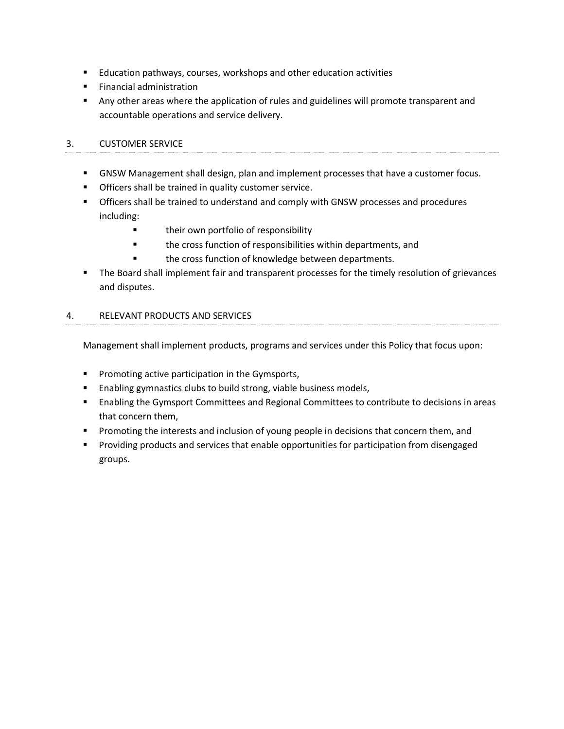- Education pathways, courses, workshops and other education activities
- Financial administration
- Any other areas where the application of rules and guidelines will promote transparent and accountable operations and service delivery.

## 3. CUSTOMER SERVICE

- GNSW Management shall design, plan and implement processes that have a customer focus.
- Officers shall be trained in quality customer service.
- Officers shall be trained to understand and comply with GNSW processes and procedures including:
  - their own portfolio of responsibility
  - the cross function of responsibilities within departments, and
  - the cross function of knowledge between departments.
- The Board shall implement fair and transparent processes for the timely resolution of grievances and disputes.

## 4. RELEVANT PRODUCTS AND SERVICES

Management shall implement products, programs and services under this Policy that focus upon:

- Promoting active participation in the Gymsports,
- Enabling gymnastics clubs to build strong, viable business models,
- Enabling the Gymsport Committees and Regional Committees to contribute to decisions in areas that concern them,
- Promoting the interests and inclusion of young people in decisions that concern them, and
- Providing products and services that enable opportunities for participation from disengaged groups.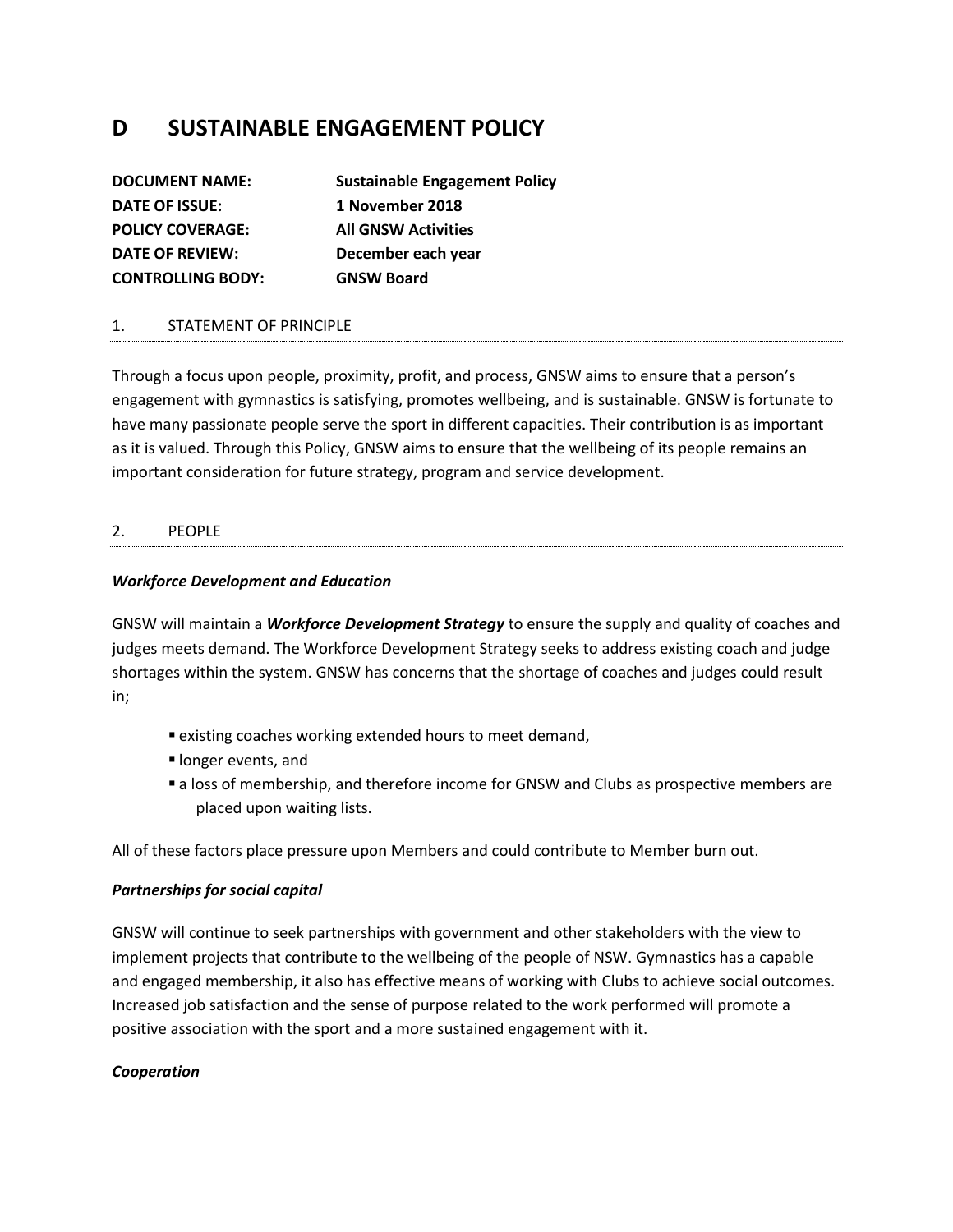# D SUSTAINABLE ENGAGEMENT POLICY

**DOCUMENT NAME:** **Sustainable Engagement Policy**
**DATE OF ISSUE:** **1 November 2018**
**POLICY COVERAGE:** **All GNSW Activities**
**DATE OF REVIEW:** **December each year**
**CONTROLLING BODY:** **GNSW Board**

## 1. STATEMENT OF PRINCIPLE

Through a focus upon people, proximity, profit, and process, GNSW aims to ensure that a person's engagement with gymnastics is satisfying, promotes wellbeing, and is sustainable. GNSW is fortunate to have many passionate people serve the sport in different capacities. Their contribution is as important as it is valued. Through this Policy, GNSW aims to ensure that the wellbeing of its people remains an important consideration for future strategy, program and service development.

## 2. PEOPLE

***Workforce Development and Education***

GNSW will maintain a ***Workforce Development Strategy*** to ensure the supply and quality of coaches and judges meets demand. The Workforce Development Strategy seeks to address existing coach and judge shortages within the system. GNSW has concerns that the shortage of coaches and judges could result in;

- existing coaches working extended hours to meet demand,
- longer events, and
- a loss of membership, and therefore income for GNSW and Clubs as prospective members are placed upon waiting lists.

All of these factors place pressure upon Members and could contribute to Member burn out.

***Partnerships for social capital***

GNSW will continue to seek partnerships with government and other stakeholders with the view to implement projects that contribute to the wellbeing of the people of NSW. Gymnastics has a capable and engaged membership, it also has effective means of working with Clubs to achieve social outcomes. Increased job satisfaction and the sense of purpose related to the work performed will promote a positive association with the sport and a more sustained engagement with it.

***Cooperation***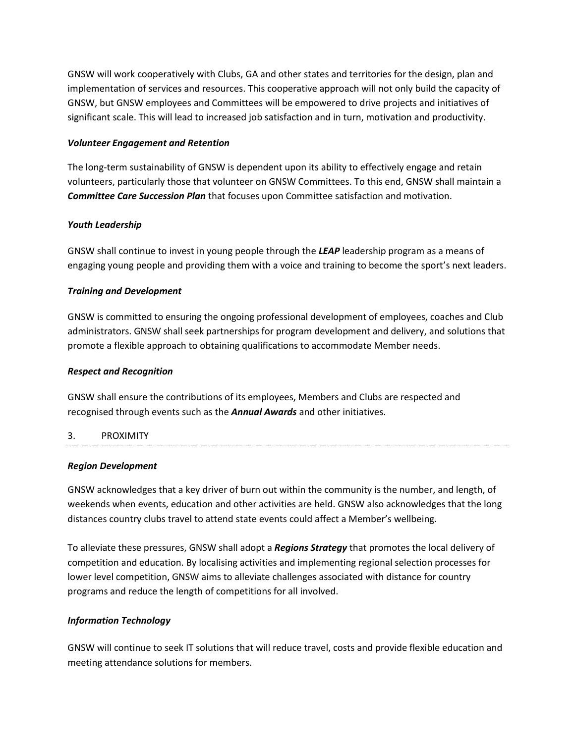GNSW will work cooperatively with Clubs, GA and other states and territories for the design, plan and implementation of services and resources. This cooperative approach will not only build the capacity of GNSW, but GNSW employees and Committees will be empowered to drive projects and initiatives of significant scale. This will lead to increased job satisfaction and in turn, motivation and productivity.

***Volunteer Engagement and Retention***

The long-term sustainability of GNSW is dependent upon its ability to effectively engage and retain volunteers, particularly those that volunteer on GNSW Committees. To this end, GNSW shall maintain a ***Committee Care Succession Plan*** that focuses upon Committee satisfaction and motivation.

***Youth Leadership***

GNSW shall continue to invest in young people through the ***LEAP*** leadership program as a means of engaging young people and providing them with a voice and training to become the sport's next leaders.

***Training and Development***

GNSW is committed to ensuring the ongoing professional development of employees, coaches and Club administrators. GNSW shall seek partnerships for program development and delivery, and solutions that promote a flexible approach to obtaining qualifications to accommodate Member needs.

***Respect and Recognition***

GNSW shall ensure the contributions of its employees, Members and Clubs are respected and recognised through events such as the ***Annual Awards*** and other initiatives.

## 3. PROXIMITY

***Region Development***

GNSW acknowledges that a key driver of burn out within the community is the number, and length, of weekends when events, education and other activities are held. GNSW also acknowledges that the long distances country clubs travel to attend state events could affect a Member's wellbeing.

To alleviate these pressures, GNSW shall adopt a ***Regions Strategy*** that promotes the local delivery of competition and education. By localising activities and implementing regional selection processes for lower level competition, GNSW aims to alleviate challenges associated with distance for country programs and reduce the length of competitions for all involved.

***Information Technology***

GNSW will continue to seek IT solutions that will reduce travel, costs and provide flexible education and meeting attendance solutions for members.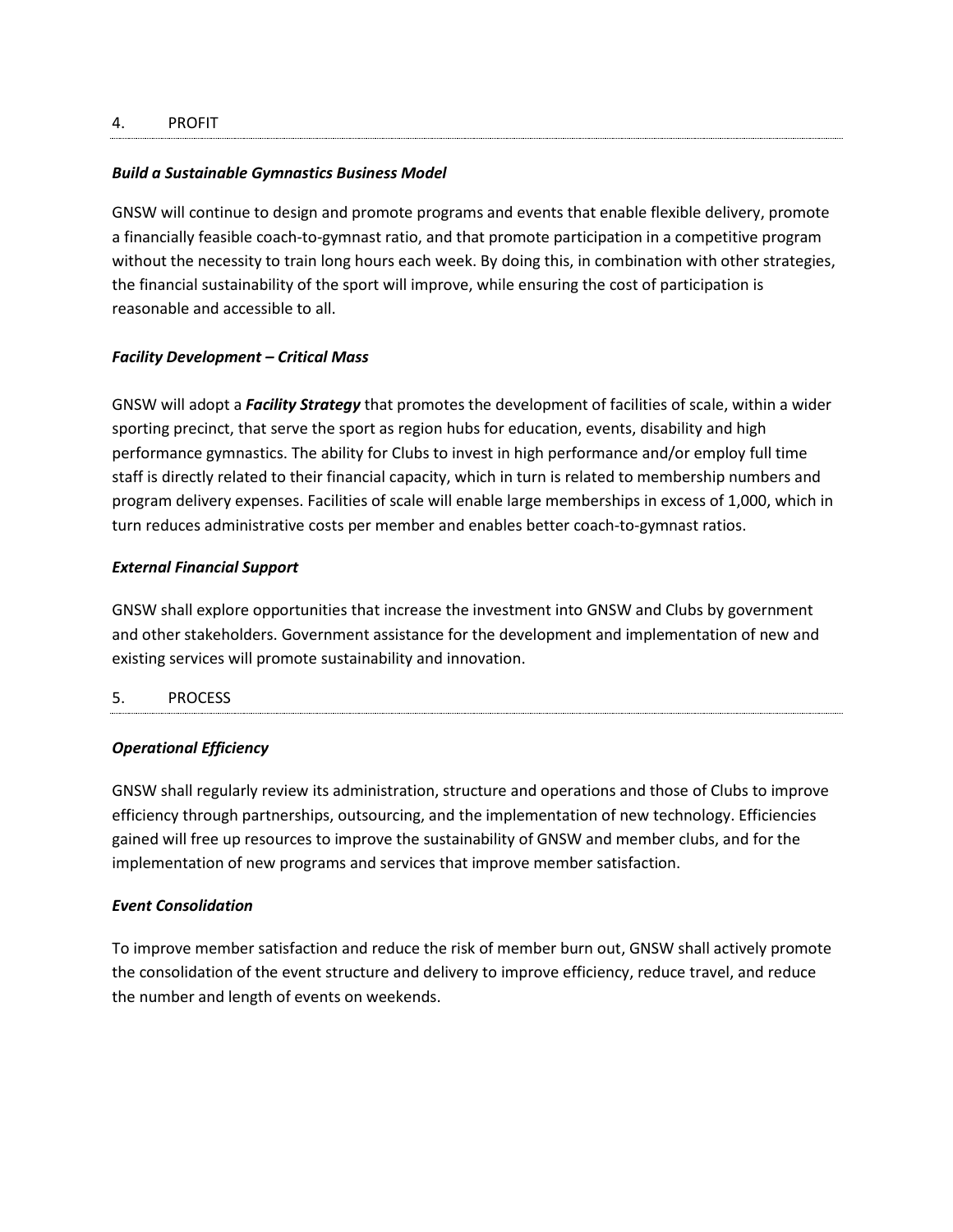## 4. PROFIT

***Build a Sustainable Gymnastics Business Model***

GNSW will continue to design and promote programs and events that enable flexible delivery, promote a financially feasible coach-to-gymnast ratio, and that promote participation in a competitive program without the necessity to train long hours each week. By doing this, in combination with other strategies, the financial sustainability of the sport will improve, while ensuring the cost of participation is reasonable and accessible to all.

***Facility Development – Critical Mass***

GNSW will adopt a ***Facility Strategy*** that promotes the development of facilities of scale, within a wider sporting precinct, that serve the sport as region hubs for education, events, disability and high performance gymnastics. The ability for Clubs to invest in high performance and/or employ full time staff is directly related to their financial capacity, which in turn is related to membership numbers and program delivery expenses. Facilities of scale will enable large memberships in excess of 1,000, which in turn reduces administrative costs per member and enables better coach-to-gymnast ratios.

***External Financial Support***

GNSW shall explore opportunities that increase the investment into GNSW and Clubs by government and other stakeholders. Government assistance for the development and implementation of new and existing services will promote sustainability and innovation.

## 5. PROCESS

***Operational Efficiency***

GNSW shall regularly review its administration, structure and operations and those of Clubs to improve efficiency through partnerships, outsourcing, and the implementation of new technology. Efficiencies gained will free up resources to improve the sustainability of GNSW and member clubs, and for the implementation of new programs and services that improve member satisfaction.

***Event Consolidation***

To improve member satisfaction and reduce the risk of member burn out, GNSW shall actively promote the consolidation of the event structure and delivery to improve efficiency, reduce travel, and reduce the number and length of events on weekends.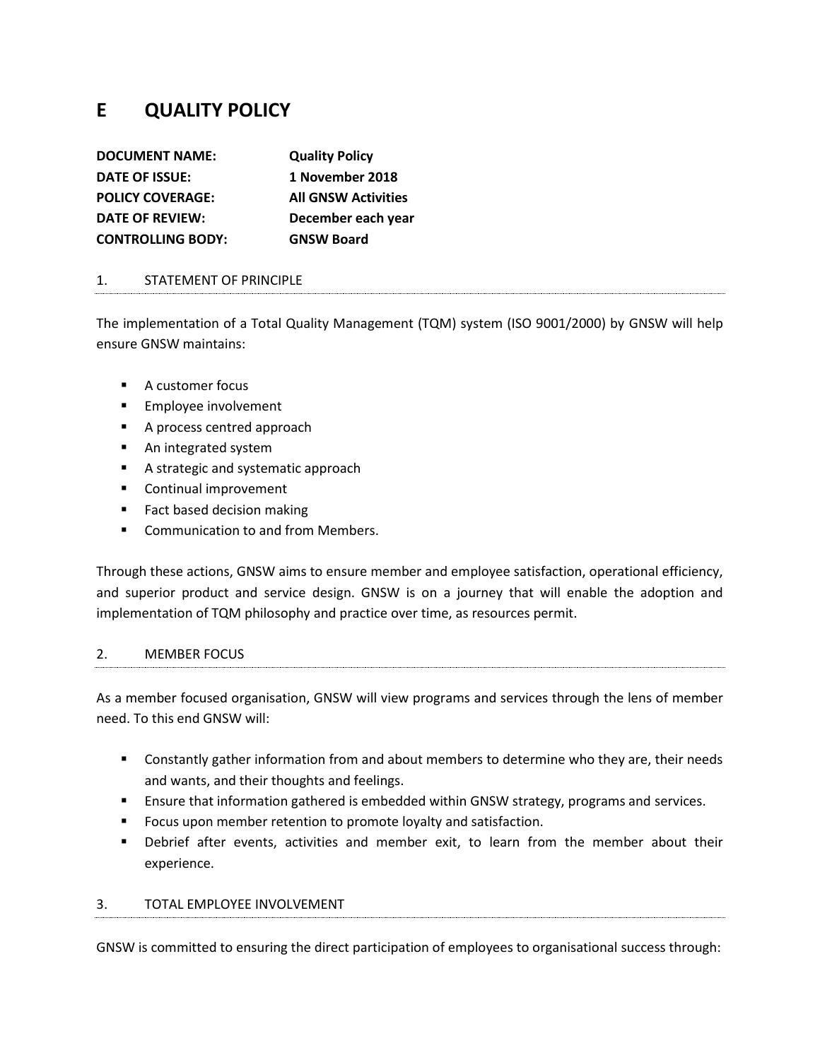# E QUALITY POLICY

| | |
|---|---|
| **DOCUMENT NAME:** | **Quality Policy** |
| **DATE OF ISSUE:** | **1 November 2018** |
| **POLICY COVERAGE:** | **All GNSW Activities** |
| **DATE OF REVIEW:** | **December each year** |
| **CONTROLLING BODY:** | **GNSW Board** |

## 1. STATEMENT OF PRINCIPLE

The implementation of a Total Quality Management (TQM) system (ISO 9001/2000) by GNSW will help ensure GNSW maintains:

- A customer focus
- Employee involvement
- A process centred approach
- An integrated system
- A strategic and systematic approach
- Continual improvement
- Fact based decision making
- Communication to and from Members.

Through these actions, GNSW aims to ensure member and employee satisfaction, operational efficiency, and superior product and service design. GNSW is on a journey that will enable the adoption and implementation of TQM philosophy and practice over time, as resources permit.

## 2. MEMBER FOCUS

As a member focused organisation, GNSW will view programs and services through the lens of member need. To this end GNSW will:

- Constantly gather information from and about members to determine who they are, their needs and wants, and their thoughts and feelings.
- Ensure that information gathered is embedded within GNSW strategy, programs and services.
- Focus upon member retention to promote loyalty and satisfaction.
- Debrief after events, activities and member exit, to learn from the member about their experience.

## 3. TOTAL EMPLOYEE INVOLVEMENT

GNSW is committed to ensuring the direct participation of employees to organisational success through: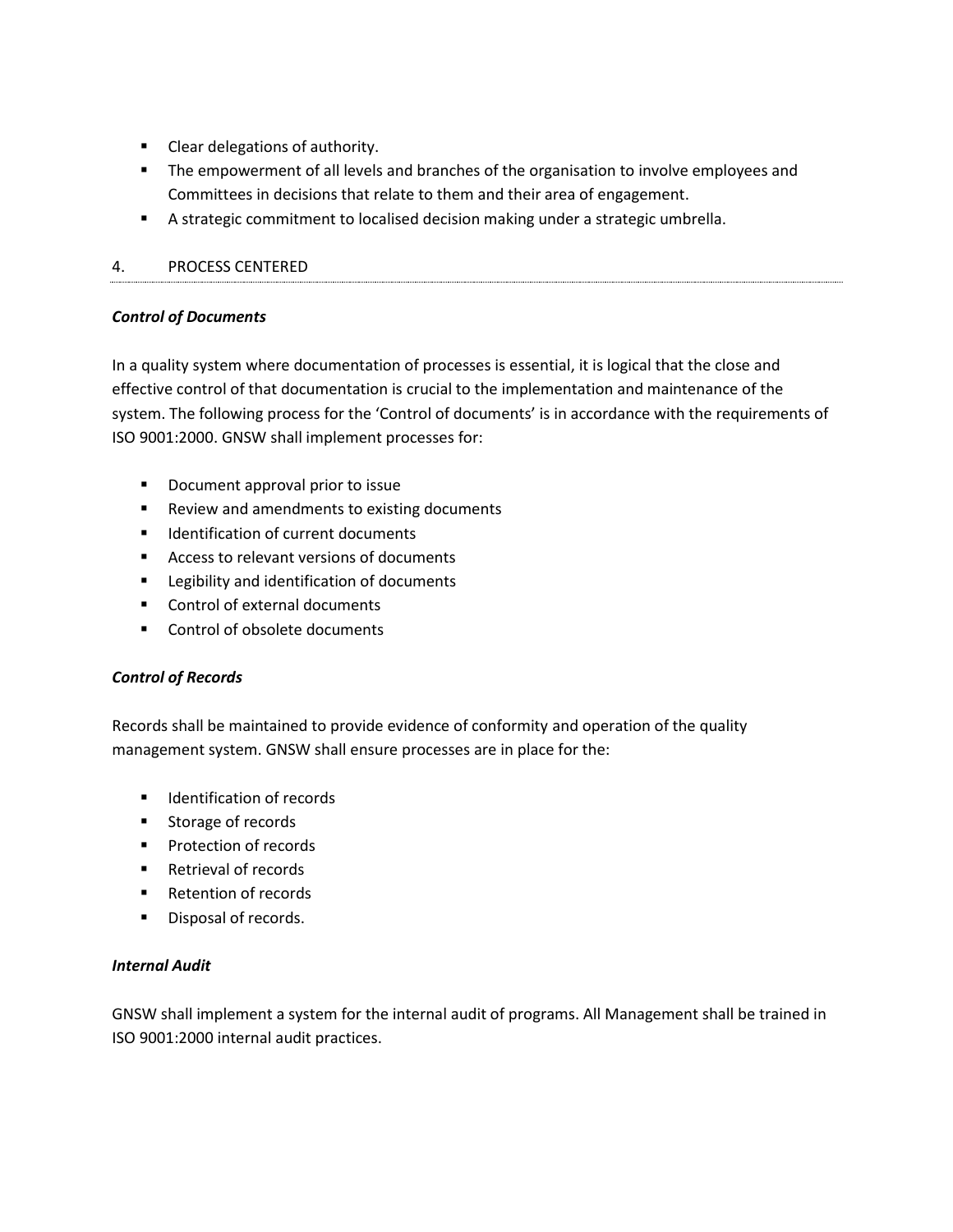- Clear delegations of authority.
- The empowerment of all levels and branches of the organisation to involve employees and Committees in decisions that relate to them and their area of engagement.
- A strategic commitment to localised decision making under a strategic umbrella.

## 4. PROCESS CENTERED

***Control of Documents***

In a quality system where documentation of processes is essential, it is logical that the close and effective control of that documentation is crucial to the implementation and maintenance of the system. The following process for the 'Control of documents' is in accordance with the requirements of ISO 9001:2000. GNSW shall implement processes for:

- Document approval prior to issue
- Review and amendments to existing documents
- Identification of current documents
- Access to relevant versions of documents
- Legibility and identification of documents
- Control of external documents
- Control of obsolete documents

***Control of Records***

Records shall be maintained to provide evidence of conformity and operation of the quality management system. GNSW shall ensure processes are in place for the:

- Identification of records
- Storage of records
- Protection of records
- Retrieval of records
- Retention of records
- Disposal of records.

***Internal Audit***

GNSW shall implement a system for the internal audit of programs. All Management shall be trained in ISO 9001:2000 internal audit practices.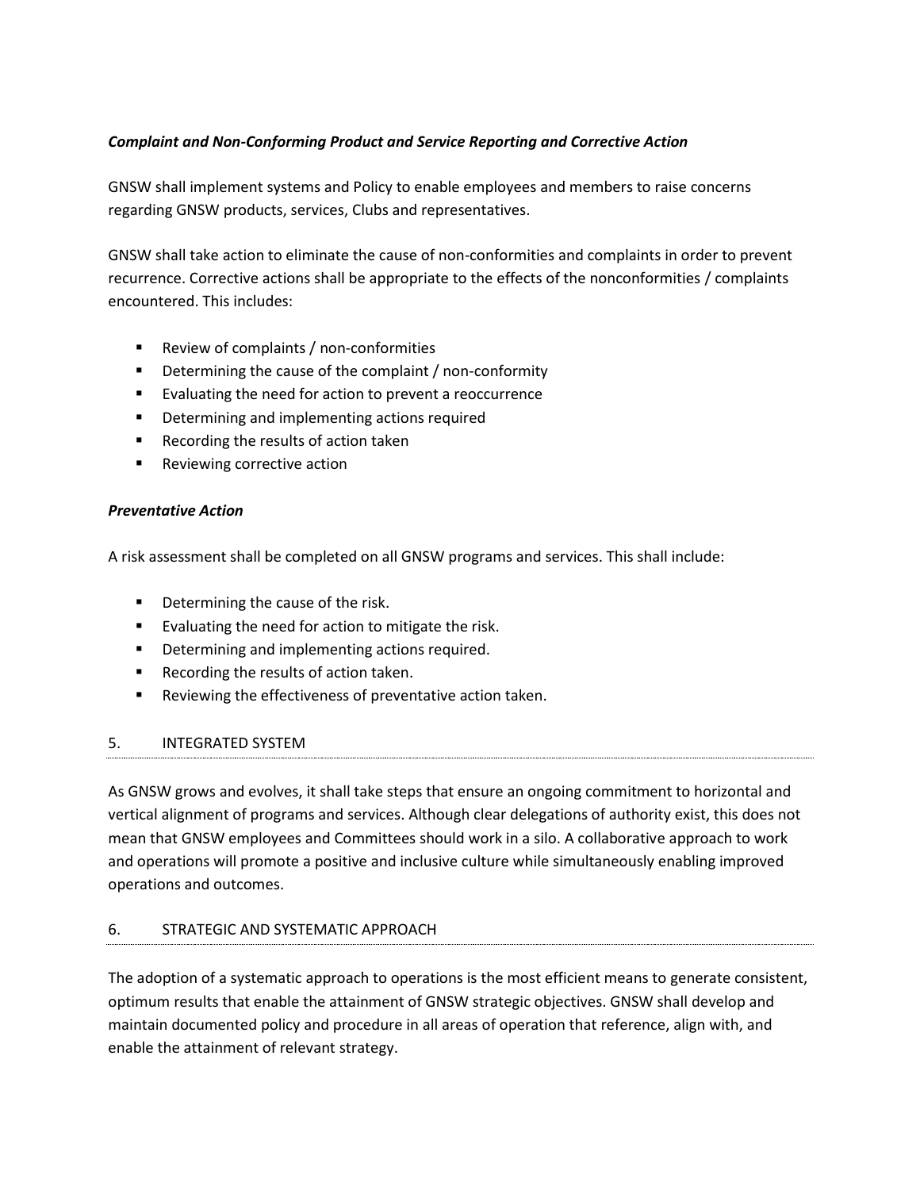***Complaint and Non-Conforming Product and Service Reporting and Corrective Action***

GNSW shall implement systems and Policy to enable employees and members to raise concerns regarding GNSW products, services, Clubs and representatives.

GNSW shall take action to eliminate the cause of non-conformities and complaints in order to prevent recurrence. Corrective actions shall be appropriate to the effects of the nonconformities / complaints encountered. This includes:

- Review of complaints / non-conformities
- Determining the cause of the complaint / non-conformity
- Evaluating the need for action to prevent a reoccurrence
- Determining and implementing actions required
- Recording the results of action taken
- Reviewing corrective action

***Preventative Action***

A risk assessment shall be completed on all GNSW programs and services. This shall include:

- Determining the cause of the risk.
- Evaluating the need for action to mitigate the risk.
- Determining and implementing actions required.
- Recording the results of action taken.
- Reviewing the effectiveness of preventative action taken.

## 5. INTEGRATED SYSTEM

As GNSW grows and evolves, it shall take steps that ensure an ongoing commitment to horizontal and vertical alignment of programs and services. Although clear delegations of authority exist, this does not mean that GNSW employees and Committees should work in a silo. A collaborative approach to work and operations will promote a positive and inclusive culture while simultaneously enabling improved operations and outcomes.

## 6. STRATEGIC AND SYSTEMATIC APPROACH

The adoption of a systematic approach to operations is the most efficient means to generate consistent, optimum results that enable the attainment of GNSW strategic objectives. GNSW shall develop and maintain documented policy and procedure in all areas of operation that reference, align with, and enable the attainment of relevant strategy.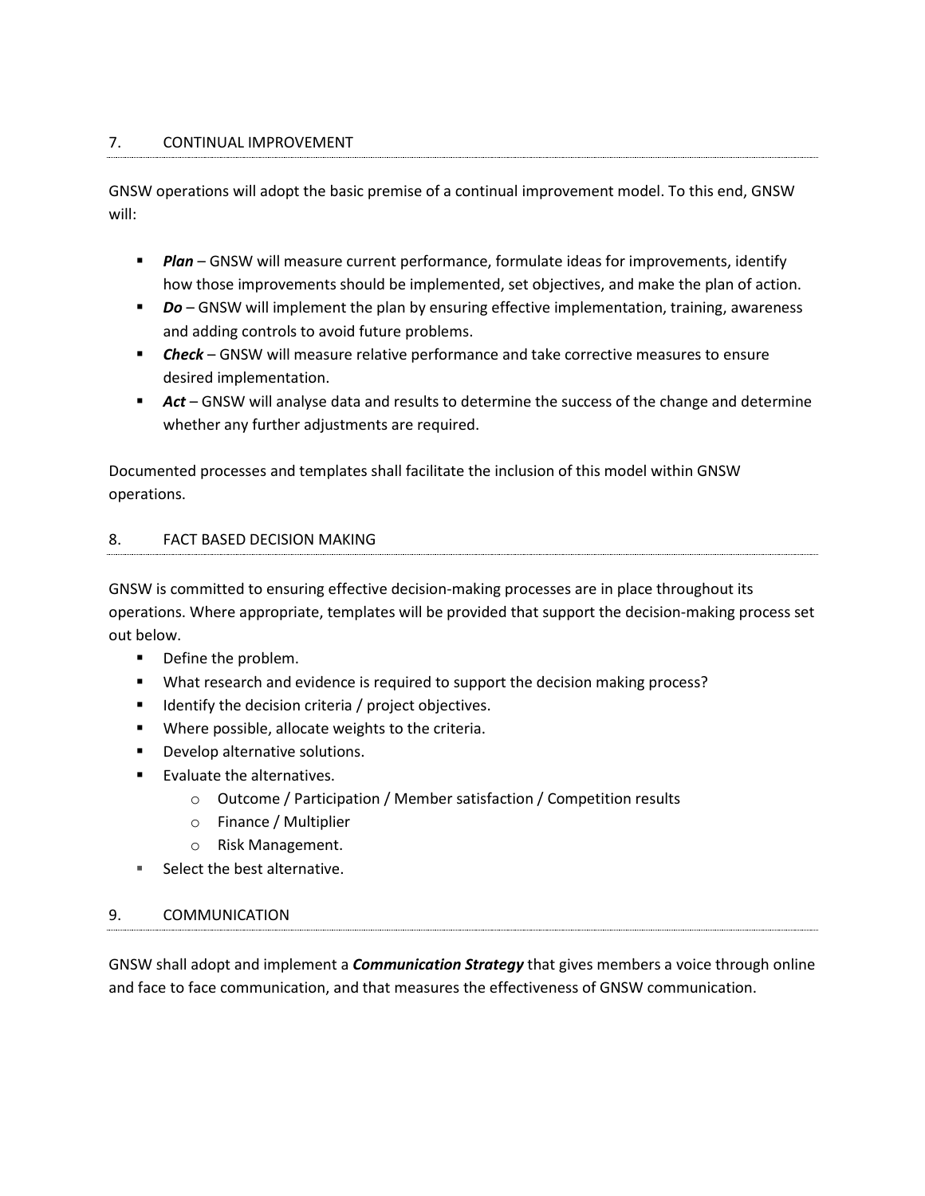## 7. CONTINUAL IMPROVEMENT

GNSW operations will adopt the basic premise of a continual improvement model. To this end, GNSW will:

- ***Plan*** – GNSW will measure current performance, formulate ideas for improvements, identify how those improvements should be implemented, set objectives, and make the plan of action.
- ***Do*** – GNSW will implement the plan by ensuring effective implementation, training, awareness and adding controls to avoid future problems.
- ***Check*** – GNSW will measure relative performance and take corrective measures to ensure desired implementation.
- ***Act*** – GNSW will analyse data and results to determine the success of the change and determine whether any further adjustments are required.

Documented processes and templates shall facilitate the inclusion of this model within GNSW operations.

## 8. FACT BASED DECISION MAKING

GNSW is committed to ensuring effective decision-making processes are in place throughout its operations. Where appropriate, templates will be provided that support the decision-making process set out below.

- Define the problem.
- What research and evidence is required to support the decision making process?
- Identify the decision criteria / project objectives.
- Where possible, allocate weights to the criteria.
- Develop alternative solutions.
- Evaluate the alternatives.
  - Outcome / Participation / Member satisfaction / Competition results
  - Finance / Multiplier
  - Risk Management.
- Select the best alternative.

## 9. COMMUNICATION

GNSW shall adopt and implement a ***Communication Strategy*** that gives members a voice through online and face to face communication, and that measures the effectiveness of GNSW communication.